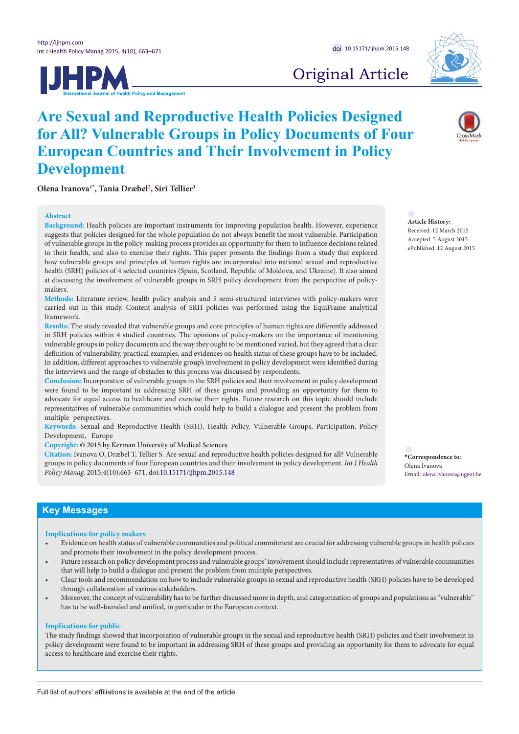Original Article

# Are Sexual and Reproductive Health Policies Designed for All? Vulnerable Groups in Policy Documents of Four European Countries and Their Involvement in Policy Development

**Olena Ivanova[1*], Tania Dræbel[2], Siri Tellier[3]**

**Abstract**

**Background:** Health policies are important instruments for improving population health. However, experience suggests that policies designed for the whole population do not always benefit the most vulnerable. Participation of vulnerable groups in the policy-making process provides an opportunity for them to influence decisions related to their health, and also to exercise their rights. This paper presents the findings from a study that explored how vulnerable groups and principles of human rights are incorporated into national sexual and reproductive health (SRH) policies of 4 selected countries (Spain, Scotland, Republic of Moldova, and Ukraine). It also aimed at discussing the involvement of vulnerable groups in SRH policy development from the perspective of policy-makers.

**Methods:** Literature review, health policy analysis and 5 semi-structured interviews with policy-makers were carried out in this study. Content analysis of SRH policies was performed using the EquiFrame analytical framework.

**Results:** The study revealed that vulnerable groups and core principles of human rights are differently addressed in SRH policies within 4 studied countries. The opinions of policy-makers on the importance of mentioning vulnerable groups in policy documents and the way they ought to be mentioned varied, but they agreed that a clear definition of vulnerability, practical examples, and evidences on health status of these groups have to be included. In addition, different approaches to vulnerable group's involvement in policy development were identified during the interviews and the range of obstacles to this process was discussed by respondents.

**Conclusion:** Incorporation of vulnerable groups in the SRH policies and their involvement in policy development were found to be important in addressing SRH of these groups and providing an opportunity for them to advocate for equal access to healthcare and exercise their rights. Future research on this topic should include representatives of vulnerable communities which could help to build a dialogue and present the problem from multiple perspectives.

**Keywords:** Sexual and Reproductive Health (SRH), Health Policy, Vulnerable Groups, Participation, Policy Development, Europe

**Copyright:** © 2015 by Kerman University of Medical Sciences

**Citation:** Ivanova O, Dræbel T, Tellier S. Are sexual and reproductive health policies designed for all? Vulnerable groups in policy documents of four European countries and their involvement in policy development. *Int J Health Policy Manag.* 2015;4(10):663–671. doi:10.15171/ijhpm.2015.148

**Article History:**
Received: 12 March 2015
Accepted: 5 August 2015
ePublished: 12 August 2015

**\*Correspondence to:**
Olena Ivanova
Email: olena.ivanova@ugent.be

## Key Messages

### Implications for policy makers

- Evidence on health status of vulnerable communities and political commitment are crucial for addressing vulnerable groups in health policies and promote their involvement in the policy development process.
- Future research on policy development process and vulnerable groups' involvement should include representatives of vulnerable communities that will help to build a dialogue and present the problem from multiple perspectives.
- Clear tools and recommendation on how to include vulnerable groups in sexual and reproductive health (SRH) policies have to be developed through collaboration of various stakeholders.
- Moreover, the concept of vulnerability has to be further discussed more in depth, and categorization of groups and populations as "vulnerable" has to be well-founded and unified, in particular in the European context.

### Implications for public

The study findings showed that incorporation of vulnerable groups in the sexual and reproductive health (SRH) policies and their involvement in policy development were found to be important in addressing SRH of these groups and providing an opportunity for them to advocate for equal access to healthcare and exercise their rights.

Full list of authors' affiliations is available at the end of the article.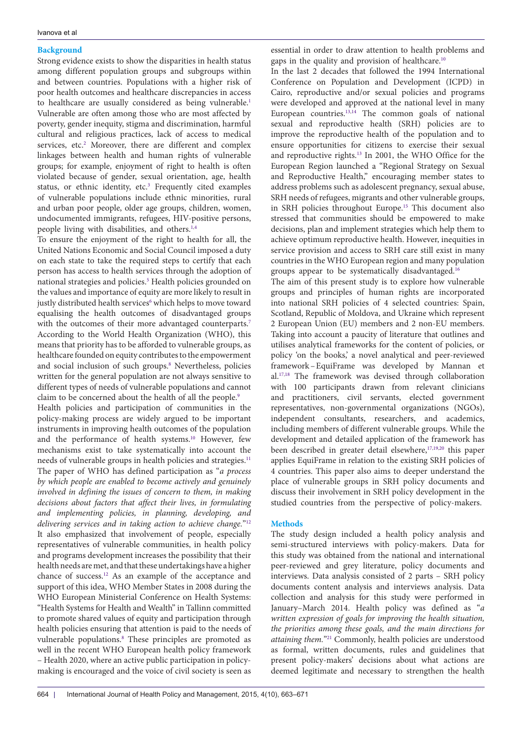## Background

Strong evidence exists to show the disparities in health status among different population groups and subgroups within and between countries. Populations with a higher risk of poor health outcomes and healthcare discrepancies in access to healthcare are usually considered as being vulnerable.[1] Vulnerable are often among those who are most affected by poverty, gender inequity, stigma and discrimination, harmful cultural and religious practices, lack of access to medical services, etc.[2] Moreover, there are different and complex linkages between health and human rights of vulnerable groups; for example, enjoyment of right to health is often violated because of gender, sexual orientation, age, health status, or ethnic identity, etc.[3] Frequently cited examples of vulnerable populations include ethnic minorities, rural and urban poor people, older age groups, children, women, undocumented immigrants, refugees, HIV-positive persons, people living with disabilities, and others.[1,4]

To ensure the enjoyment of the right to health for all, the United Nations Economic and Social Council imposed a duty on each state to take the required steps to certify that each person has access to health services through the adoption of national strategies and policies.[5] Health policies grounded on the values and importance of equity are more likely to result in justly distributed health services[6] which helps to move toward equalising the health outcomes of disadvantaged groups with the outcomes of their more advantaged counterparts.[7] According to the World Health Organization (WHO), this means that priority has to be afforded to vulnerable groups, as healthcare founded on equity contributes to the empowerment and social inclusion of such groups.[8] Nevertheless, policies written for the general population are not always sensitive to different types of needs of vulnerable populations and cannot claim to be concerned about the health of all the people.[9]

Health policies and participation of communities in the policy-making process are widely argued to be important instruments in improving health outcomes of the population and the performance of health systems.[10] However, few mechanisms exist to take systematically into account the needs of vulnerable groups in health policies and strategies.[11] The paper of WHO has defined participation as "*a process by which people are enabled to become actively and genuinely involved in defining the issues of concern to them, in making decisions about factors that affect their lives, in formulating and implementing policies, in planning, developing, and delivering services and in taking action to achieve change.*"[12] It also emphasized that involvement of people, especially representatives of vulnerable communities, in health policy and programs development increases the possibility that their health needs are met, and that these undertakings have a higher chance of success.[12] As an example of the acceptance and support of this idea, WHO Member States in 2008 during the WHO European Ministerial Conference on Health Systems: "Health Systems for Health and Wealth" in Tallinn committed to promote shared values of equity and participation through health policies ensuring that attention is paid to the needs of vulnerable populations.[8] These principles are promoted as well in the recent WHO European health policy framework – Health 2020, where an active public participation in policy-making is encouraged and the voice of civil society is seen as essential in order to draw attention to health problems and gaps in the quality and provision of healthcare.[10]

In the last 2 decades that followed the 1994 International Conference on Population and Development (ICPD) in Cairo, reproductive and/or sexual policies and programs were developed and approved at the national level in many European countries.[13,14] The common goals of national sexual and reproductive health (SRH) policies are to improve the reproductive health of the population and to ensure opportunities for citizens to exercise their sexual and reproductive rights.[13] In 2001, the WHO Office for the European Region launched a "Regional Strategy on Sexual and Reproductive Health," encouraging member states to address problems such as adolescent pregnancy, sexual abuse, SRH needs of refugees, migrants and other vulnerable groups, in SRH policies throughout Europe.[15] This document also stressed that communities should be empowered to make decisions, plan and implement strategies which help them to achieve optimum reproductive health. However, inequities in service provision and access to SRH care still exist in many countries in the WHO European region and many population groups appear to be systematically disadvantaged.[16]

The aim of this present study is to explore how vulnerable groups and principles of human rights are incorporated into national SRH policies of 4 selected countries: Spain, Scotland, Republic of Moldova, and Ukraine which represent 2 European Union (EU) members and 2 non-EU members. Taking into account a paucity of literature that outlines and utilises analytical frameworks for the content of policies, or policy 'on the books,' a novel analytical and peer-reviewed framework – EquiFrame was developed by Mannan et al.[17,18] The framework was devised through collaboration with 100 participants drawn from relevant clinicians and practitioners, civil servants, elected government representatives, non-governmental organizations (NGOs), independent consultants, researchers, and academics, including members of different vulnerable groups. While the development and detailed application of the framework has been described in greater detail elsewhere,[17,19,20] this paper applies EquiFrame in relation to the existing SRH policies of 4 countries. This paper also aims to deeper understand the place of vulnerable groups in SRH policy documents and discuss their involvement in SRH policy development in the studied countries from the perspective of policy-makers.

## Methods

The study design included a health policy analysis and semi-structured interviews with policy-makers. Data for this study was obtained from the national and international peer-reviewed and grey literature, policy documents and interviews. Data analysis consisted of 2 parts – SRH policy documents content analysis and interviews analysis. Data collection and analysis for this study were performed in January–March 2014. Health policy was defined as "*a written expression of goals for improving the health situation, the priorities among these goals, and the main directions for attaining them.*"[21] Commonly, health policies are understood as formal, written documents, rules and guidelines that present policy-makers' decisions about what actions are deemed legitimate and necessary to strengthen the health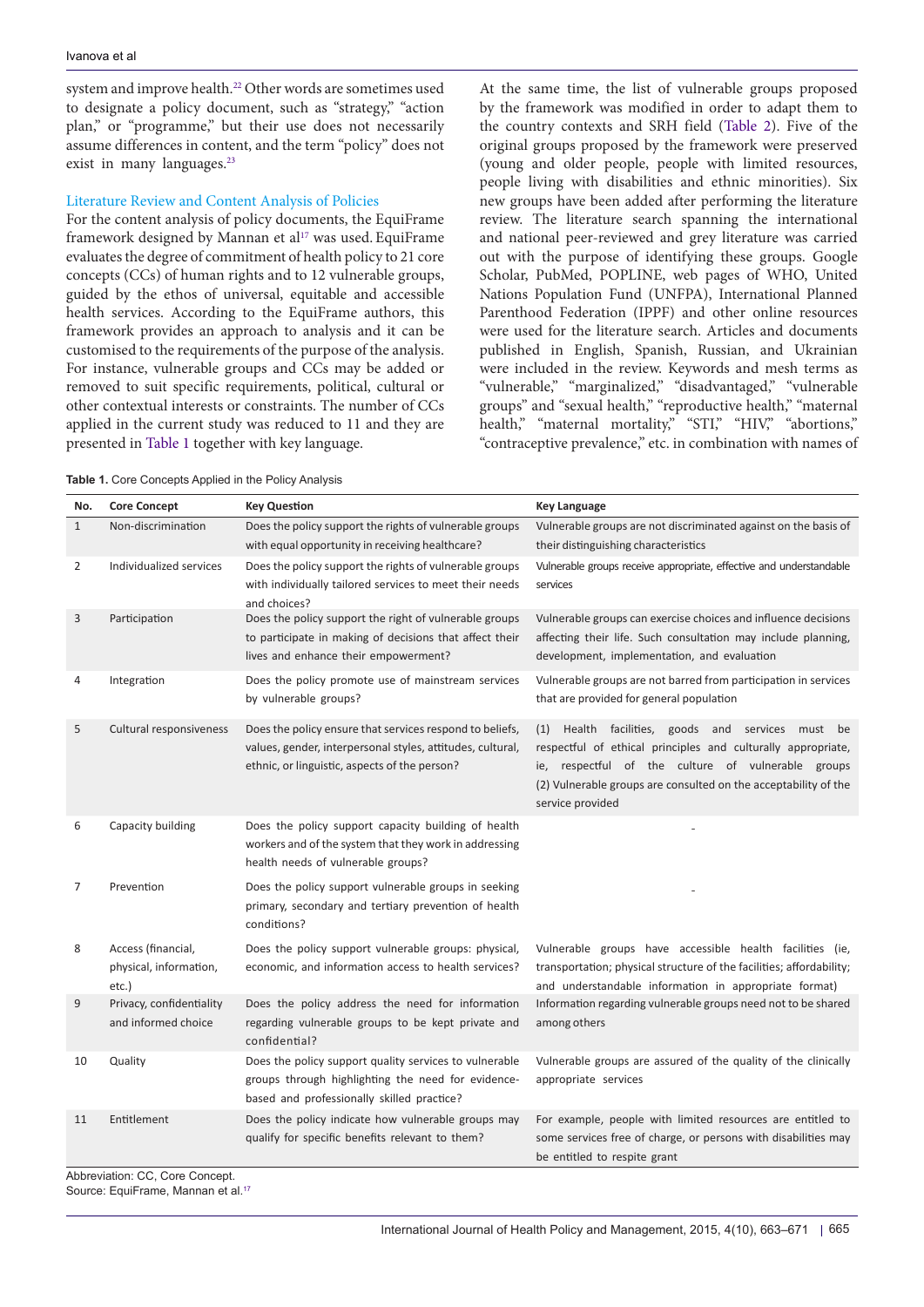system and improve health.[22] Other words are sometimes used to designate a policy document, such as "strategy," "action plan," or "programme," but their use does not necessarily assume differences in content, and the term "policy" does not exist in many languages.[23]

### Literature Review and Content Analysis of Policies

For the content analysis of policy documents, the EquiFrame framework designed by Mannan et al[17] was used. EquiFrame evaluates the degree of commitment of health policy to 21 core concepts (CCs) of human rights and to 12 vulnerable groups, guided by the ethos of universal, equitable and accessible health services. According to the EquiFrame authors, this framework provides an approach to analysis and it can be customised to the requirements of the purpose of the analysis. For instance, vulnerable groups and CCs may be added or removed to suit specific requirements, political, cultural or other contextual interests or constraints. The number of CCs applied in the current study was reduced to 11 and they are presented in Table 1 together with key language.

At the same time, the list of vulnerable groups proposed by the framework was modified in order to adapt them to the country contexts and SRH field (Table 2). Five of the original groups proposed by the framework were preserved (young and older people, people with limited resources, people living with disabilities and ethnic minorities). Six new groups have been added after performing the literature review. The literature search spanning the international and national peer-reviewed and grey literature was carried out with the purpose of identifying these groups. Google Scholar, PubMed, POPLINE, web pages of WHO, United Nations Population Fund (UNFPA), International Planned Parenthood Federation (IPPF) and other online resources were used for the literature search. Articles and documents published in English, Spanish, Russian, and Ukrainian were included in the review. Keywords and mesh terms as "vulnerable," "marginalized," "disadvantaged," "vulnerable groups" and "sexual health," "reproductive health," "maternal health," "maternal mortality," "STI," "HIV," "abortions," "contraceptive prevalence," etc. in combination with names of

**Table 1.** Core Concepts Applied in the Policy Analysis

| No. | Core Concept | Key Question | Key Language |
|---|---|---|---|
| 1 | Non-discrimination | Does the policy support the rights of vulnerable groups with equal opportunity in receiving healthcare? | Vulnerable groups are not discriminated against on the basis of their distinguishing characteristics |
| 2 | Individualized services | Does the policy support the rights of vulnerable groups with individually tailored services to meet their needs and choices? | Vulnerable groups receive appropriate, effective and understandable services |
| 3 | Participation | Does the policy support the right of vulnerable groups to participate in making of decisions that affect their lives and enhance their empowerment? | Vulnerable groups can exercise choices and influence decisions affecting their life. Such consultation may include planning, development, implementation, and evaluation |
| 4 | Integration | Does the policy promote use of mainstream services by vulnerable groups? | Vulnerable groups are not barred from participation in services that are provided for general population |
| 5 | Cultural responsiveness | Does the policy ensure that services respond to beliefs, values, gender, interpersonal styles, attitudes, cultural, ethnic, or linguistic, aspects of the person? | (1) Health facilities, goods and services must be respectful of ethical principles and culturally appropriate, ie, respectful of the culture of vulnerable groups (2) Vulnerable groups are consulted on the acceptability of the service provided |
| 6 | Capacity building | Does the policy support capacity building of health workers and of the system that they work in addressing health needs of vulnerable groups? | - |
| 7 | Prevention | Does the policy support vulnerable groups in seeking primary, secondary and tertiary prevention of health conditions? | - |
| 8 | Access (financial, physical, information, etc.) | Does the policy support vulnerable groups: physical, economic, and information access to health services? | Vulnerable groups have accessible health facilities (ie, transportation; physical structure of the facilities; affordability; and understandable information in appropriate format) |
| 9 | Privacy, confidentiality and informed choice | Does the policy address the need for information regarding vulnerable groups to be kept private and confidential? | Information regarding vulnerable groups need not to be shared among others |
| 10 | Quality | Does the policy support quality services to vulnerable groups through highlighting the need for evidence-based and professionally skilled practice? | Vulnerable groups are assured of the quality of the clinically appropriate services |
| 11 | Entitlement | Does the policy indicate how vulnerable groups may qualify for specific benefits relevant to them? | For example, people with limited resources are entitled to some services free of charge, or persons with disabilities may be entitled to respite grant |

Abbreviation: CC, Core Concept.
Source: EquiFrame, Mannan et al.[17]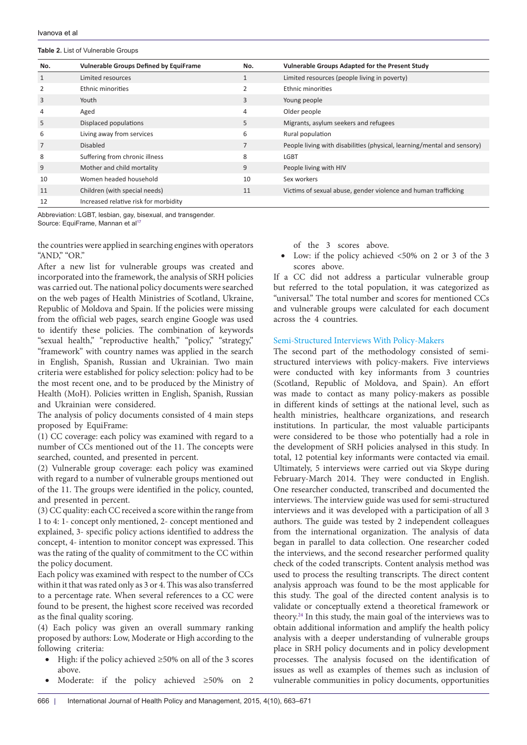**Table 2.** List of Vulnerable Groups

| No. | Vulnerable Groups Defined by EquiFrame | No. | Vulnerable Groups Adapted for the Present Study |
|---|---|---|---|
| 1 | Limited resources | 1 | Limited resources (people living in poverty) |
| 2 | Ethnic minorities | 2 | Ethnic minorities |
| 3 | Youth | 3 | Young people |
| 4 | Aged | 4 | Older people |
| 5 | Displaced populations | 5 | Migrants, asylum seekers and refugees |
| 6 | Living away from services | 6 | Rural population |
| 7 | Disabled | 7 | People living with disabilities (physical, learning/mental and sensory) |
| 8 | Suffering from chronic illness | 8 | LGBT |
| 9 | Mother and child mortality | 9 | People living with HIV |
| 10 | Women headed household | 10 | Sex workers |
| 11 | Children (with special needs) | 11 | Victims of sexual abuse, gender violence and human trafficking |
| 12 | Increased relative risk for morbidity | | |

Abbreviation: LGBT, lesbian, gay, bisexual, and transgender.
Source: EquiFrame, Mannan et al[17]

the countries were applied in searching engines with operators "AND," "OR."

After a new list for vulnerable groups was created and incorporated into the framework, the analysis of SRH policies was carried out. The national policy documents were searched on the web pages of Health Ministries of Scotland, Ukraine, Republic of Moldova and Spain. If the policies were missing from the official web pages, search engine Google was used to identify these policies. The combination of keywords "sexual health," "reproductive health," "policy," "strategy," "framework" with country names was applied in the search in English, Spanish, Russian and Ukrainian. Two main criteria were established for policy selection: policy had to be the most recent one, and to be produced by the Ministry of Health (MoH). Policies written in English, Spanish, Russian and Ukrainian were considered.

The analysis of policy documents consisted of 4 main steps proposed by EquiFrame:

(1) CC coverage: each policy was examined with regard to a number of CCs mentioned out of the 11. The concepts were searched, counted, and presented in percent.

(2) Vulnerable group coverage: each policy was examined with regard to a number of vulnerable groups mentioned out of the 11. The groups were identified in the policy, counted, and presented in percent.

(3) CC quality: each CC received a score within the range from 1 to 4: 1- concept only mentioned, 2- concept mentioned and explained, 3- specific policy actions identified to address the concept, 4- intention to monitor concept was expressed. This was the rating of the quality of commitment to the CC within the policy document.

Each policy was examined with respect to the number of CCs within it that was rated only as 3 or 4. This was also transferred to a percentage rate. When several references to a CC were found to be present, the highest score received was recorded as the final quality scoring.

(4) Each policy was given an overall summary ranking proposed by authors: Low, Moderate or High according to the following criteria:

- High: if the policy achieved ≥50% on all of the 3 scores above.
- Moderate: if the policy achieved ≥50% on 2 of the 3 scores above.
- Low: if the policy achieved <50% on 2 or 3 of the 3 scores above.

If a CC did not address a particular vulnerable group but referred to the total population, it was categorized as "universal." The total number and scores for mentioned CCs and vulnerable groups were calculated for each document across the 4 countries.

### Semi-Structured Interviews With Policy-Makers

The second part of the methodology consisted of semi-structured interviews with policy-makers. Five interviews were conducted with key informants from 3 countries (Scotland, Republic of Moldova, and Spain). An effort was made to contact as many policy-makers as possible in different kinds of settings at the national level, such as health ministries, healthcare organizations, and research institutions. In particular, the most valuable participants were considered to be those who potentially had a role in the development of SRH policies analysed in this study. In total, 12 potential key informants were contacted via email. Ultimately, 5 interviews were carried out via Skype during February-March 2014. They were conducted in English. One researcher conducted, transcribed and documented the interviews. The interview guide was used for semi-structured interviews and it was developed with a participation of all 3 authors. The guide was tested by 2 independent colleagues from the international organization. The analysis of data began in parallel to data collection. One researcher coded the interviews, and the second researcher performed quality check of the coded transcripts. Content analysis method was used to process the resulting transcripts. The direct content analysis approach was found to be the most applicable for this study. The goal of the directed content analysis is to validate or conceptually extend a theoretical framework or theory.[24] In this study, the main goal of the interviews was to obtain additional information and amplify the health policy analysis with a deeper understanding of vulnerable groups place in SRH policy documents and in policy development processes. The analysis focused on the identification of issues as well as examples of themes such as inclusion of vulnerable communities in policy documents, opportunities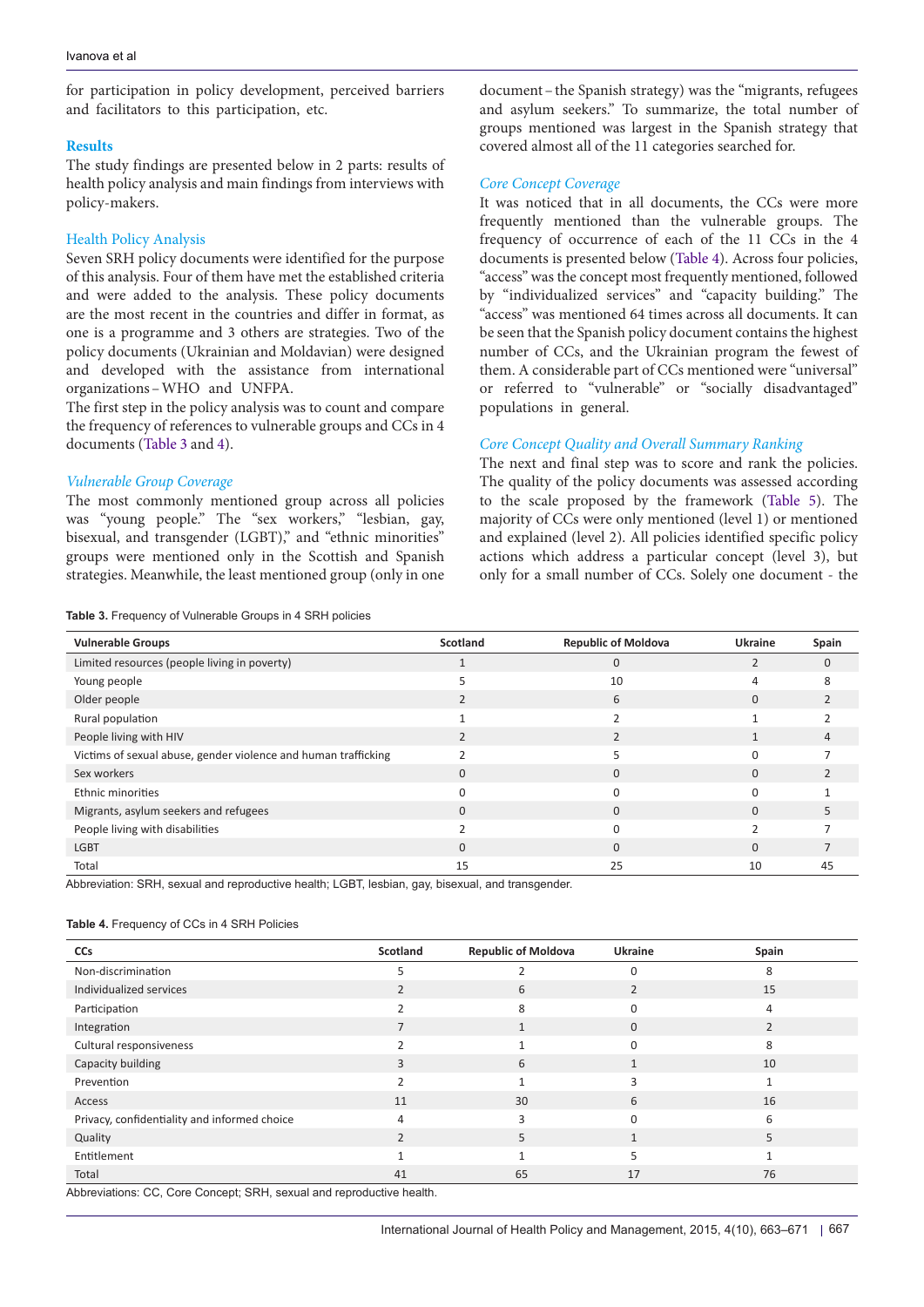for participation in policy development, perceived barriers and facilitators to this participation, etc.

## Results

The study findings are presented below in 2 parts: results of health policy analysis and main findings from interviews with policy-makers.

### Health Policy Analysis

Seven SRH policy documents were identified for the purpose of this analysis. Four of them have met the established criteria and were added to the analysis. These policy documents are the most recent in the countries and differ in format, as one is a programme and 3 others are strategies. Two of the policy documents (Ukrainian and Moldavian) were designed and developed with the assistance from international organizations – WHO and UNFPA.

The first step in the policy analysis was to count and compare the frequency of references to vulnerable groups and CCs in 4 documents (Table 3 and 4).

#### *Vulnerable Group Coverage*

The most commonly mentioned group across all policies was "young people." The "sex workers," "lesbian, gay, bisexual, and transgender (LGBT)," and "ethnic minorities" groups were mentioned only in the Scottish and Spanish strategies. Meanwhile, the least mentioned group (only in one document – the Spanish strategy) was the "migrants, refugees and asylum seekers." To summarize, the total number of groups mentioned was largest in the Spanish strategy that covered almost all of the 11 categories searched for.

#### *Core Concept Coverage*

It was noticed that in all documents, the CCs were more frequently mentioned than the vulnerable groups. The frequency of occurrence of each of the 11 CCs in the 4 documents is presented below (Table 4). Across four policies, "access" was the concept most frequently mentioned, followed by "individualized services" and "capacity building." The "access" was mentioned 64 times across all documents. It can be seen that the Spanish policy document contains the highest number of CCs, and the Ukrainian program the fewest of them. A considerable part of CCs mentioned were "universal" or referred to "vulnerable" or "socially disadvantaged" populations in general.

#### *Core Concept Quality and Overall Summary Ranking*

The next and final step was to score and rank the policies. The quality of the policy documents was assessed according to the scale proposed by the framework (Table 5). The majority of CCs were only mentioned (level 1) or mentioned and explained (level 2). All policies identified specific policy actions which address a particular concept (level 3), but only for a small number of CCs. Solely one document - the

**Table 3.** Frequency of Vulnerable Groups in 4 SRH policies

| Vulnerable Groups | Scotland | Republic of Moldova | Ukraine | Spain |
|---|---|---|---|---|
| Limited resources (people living in poverty) | 1 | 0 | 2 | 0 |
| Young people | 5 | 10 | 4 | 8 |
| Older people | 2 | 6 | 0 | 2 |
| Rural population | 1 | 2 | 1 | 2 |
| People living with HIV | 2 | 2 | 1 | 4 |
| Victims of sexual abuse, gender violence and human trafficking | 2 | 5 | 0 | 7 |
| Sex workers | 0 | 0 | 0 | 2 |
| Ethnic minorities | 0 | 0 | 0 | 1 |
| Migrants, asylum seekers and refugees | 0 | 0 | 0 | 5 |
| People living with disabilities | 2 | 0 | 2 | 7 |
| LGBT | 0 | 0 | 0 | 7 |
| Total | 15 | 25 | 10 | 45 |

Abbreviation: SRH, sexual and reproductive health; LGBT, lesbian, gay, bisexual, and transgender.

**Table 4.** Frequency of CCs in 4 SRH Policies

| CCs | Scotland | Republic of Moldova | Ukraine | Spain |
|---|---|---|---|---|
| Non-discrimination | 5 | 2 | 0 | 8 |
| Individualized services | 2 | 6 | 2 | 15 |
| Participation | 2 | 8 | 0 | 4 |
| Integration | 7 | 1 | 0 | 2 |
| Cultural responsiveness | 2 | 1 | 0 | 8 |
| Capacity building | 3 | 6 | 1 | 10 |
| Prevention | 2 | 1 | 3 | 1 |
| Access | 11 | 30 | 6 | 16 |
| Privacy, confidentiality and informed choice | 4 | 3 | 0 | 6 |
| Quality | 2 | 5 | 1 | 5 |
| Entitlement | 1 | 1 | 5 | 1 |
| Total | 41 | 65 | 17 | 76 |

Abbreviations: CC, Core Concept; SRH, sexual and reproductive health.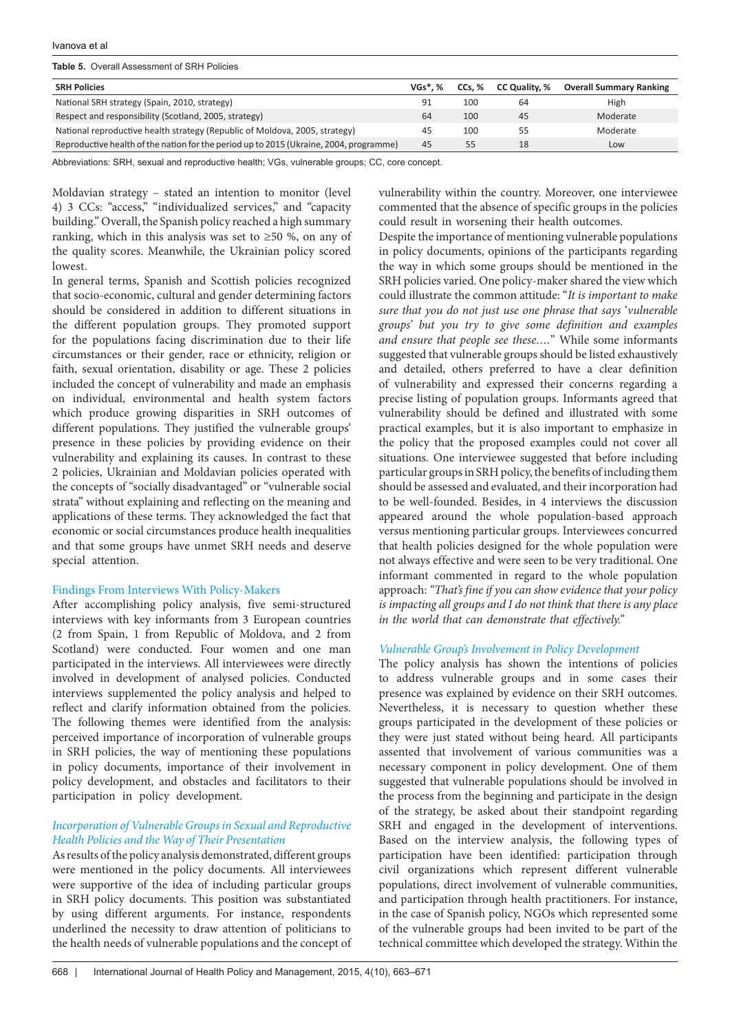**Table 5.** Overall Assessment of SRH Policies

| SRH Policies | VGs*, % | CCs, % | CC Quality, % | Overall Summary Ranking |
|---|---|---|---|---|
| National SRH strategy (Spain, 2010, strategy) | 91 | 100 | 64 | High |
| Respect and responsibility (Scotland, 2005, strategy) | 64 | 100 | 45 | Moderate |
| National reproductive health strategy (Republic of Moldova, 2005, strategy) | 45 | 100 | 55 | Moderate |
| Reproductive health of the nation for the period up to 2015 (Ukraine, 2004, programme) | 45 | 55 | 18 | Low |

Abbreviations: SRH, sexual and reproductive health; VGs, vulnerable groups; CC, core concept.

Moldavian strategy – stated an intention to monitor (level 4) 3 CCs: "access," "individualized services," and "capacity building." Overall, the Spanish policy reached a high summary ranking, which in this analysis was set to ≥50 %, on any of the quality scores. Meanwhile, the Ukrainian policy scored lowest.

In general terms, Spanish and Scottish policies recognized that socio-economic, cultural and gender determining factors should be considered in addition to different situations in the different population groups. They promoted support for the populations facing discrimination due to their life circumstances or their gender, race or ethnicity, religion or faith, sexual orientation, disability or age. These 2 policies included the concept of vulnerability and made an emphasis on individual, environmental and health system factors which produce growing disparities in SRH outcomes of different populations. They justified the vulnerable groups' presence in these policies by providing evidence on their vulnerability and explaining its causes. In contrast to these 2 policies, Ukrainian and Moldavian policies operated with the concepts of "socially disadvantaged" or "vulnerable social strata" without explaining and reflecting on the meaning and applications of these terms. They acknowledged the fact that economic or social circumstances produce health inequalities and that some groups have unmet SRH needs and deserve special attention.

### Findings From Interviews With Policy-Makers

After accomplishing policy analysis, five semi-structured interviews with key informants from 3 European countries (2 from Spain, 1 from Republic of Moldova, and 2 from Scotland) were conducted. Four women and one man participated in the interviews. All interviewees were directly involved in development of analysed policies. Conducted interviews supplemented the policy analysis and helped to reflect and clarify information obtained from the policies. The following themes were identified from the analysis: perceived importance of incorporation of vulnerable groups in SRH policies, the way of mentioning these populations in policy documents, importance of their involvement in policy development, and obstacles and facilitators to their participation in policy development.

#### *Incorporation of Vulnerable Groups in Sexual and Reproductive Health Policies and the Way of Their Presentation*

As results of the policy analysis demonstrated, different groups were mentioned in the policy documents. All interviewees were supportive of the idea of including particular groups in SRH policy documents. This position was substantiated by using different arguments. For instance, respondents underlined the necessity to draw attention of politicians to the health needs of vulnerable populations and the concept of vulnerability within the country. Moreover, one interviewee commented that the absence of specific groups in the policies could result in worsening their health outcomes.

Despite the importance of mentioning vulnerable populations in policy documents, opinions of the participants regarding the way in which some groups should be mentioned in the SRH policies varied. One policy-maker shared the view which could illustrate the common attitude: "*It is important to make sure that you do not just use one phrase that says 'vulnerable groups' but you try to give some definition and examples and ensure that people see these….*" While some informants suggested that vulnerable groups should be listed exhaustively and detailed, others preferred to have a clear definition of vulnerability and expressed their concerns regarding a precise listing of population groups. Informants agreed that vulnerability should be defined and illustrated with some practical examples, but it is also important to emphasize in the policy that the proposed examples could not cover all situations. One interviewee suggested that before including particular groups in SRH policy, the benefits of including them should be assessed and evaluated, and their incorporation had to be well-founded. Besides, in 4 interviews the discussion appeared around the whole population-based approach versus mentioning particular groups. Interviewees concurred that health policies designed for the whole population were not always effective and were seen to be very traditional. One informant commented in regard to the whole population approach: *"That's fine if you can show evidence that your policy is impacting all groups and I do not think that there is any place in the world that can demonstrate that effectively."*

#### *Vulnerable Group's Involvement in Policy Development*

The policy analysis has shown the intentions of policies to address vulnerable groups and in some cases their presence was explained by evidence on their SRH outcomes. Nevertheless, it is necessary to question whether these groups participated in the development of these policies or they were just stated without being heard. All participants assented that involvement of various communities was a necessary component in policy development. One of them suggested that vulnerable populations should be involved in the process from the beginning and participate in the design of the strategy, be asked about their standpoint regarding SRH and engaged in the development of interventions. Based on the interview analysis, the following types of participation have been identified: participation through civil organizations which represent different vulnerable populations, direct involvement of vulnerable communities, and participation through health practitioners. For instance, in the case of Spanish policy, NGOs which represented some of the vulnerable groups had been invited to be part of the technical committee which developed the strategy. Within the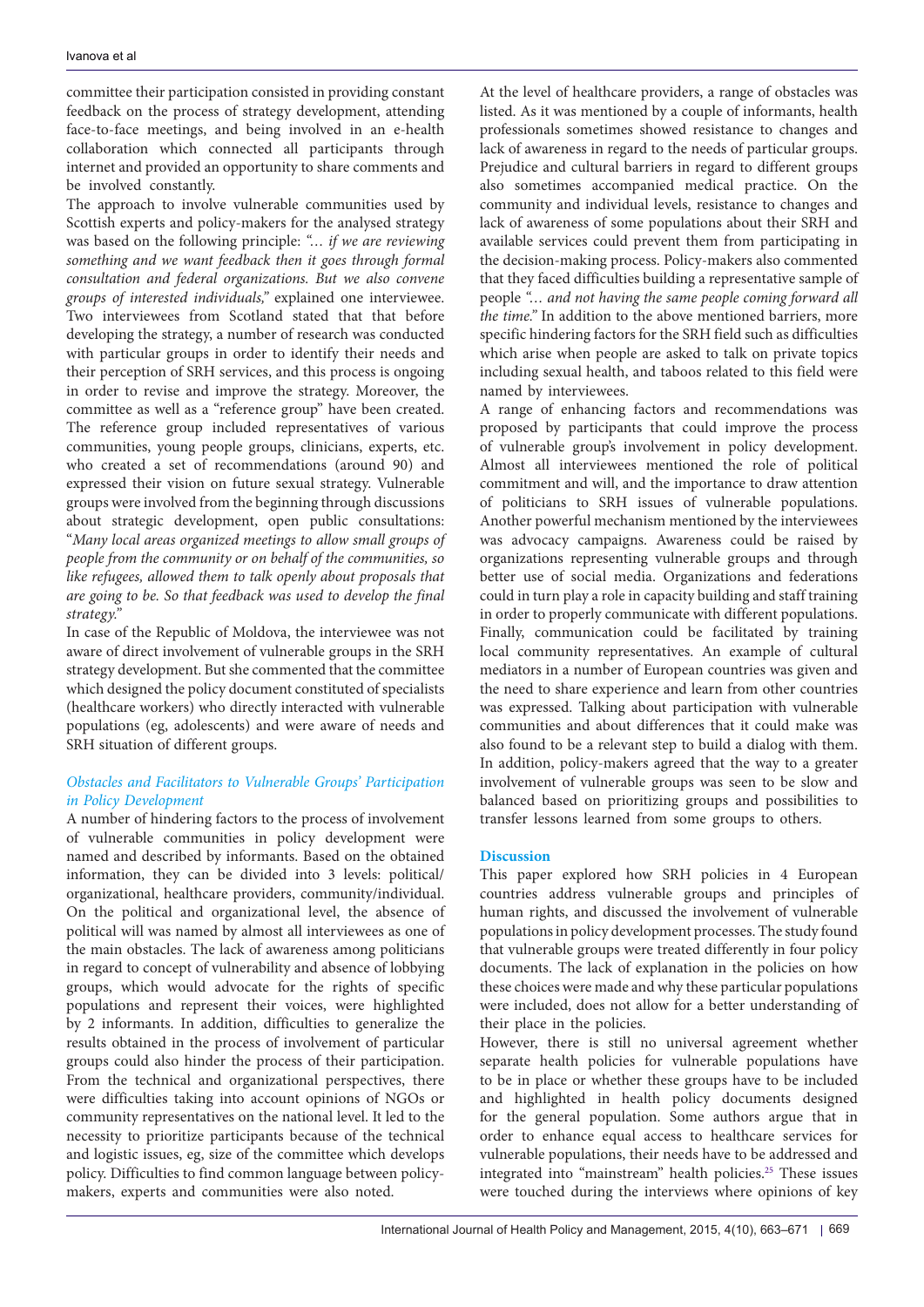committee their participation consisted in providing constant feedback on the process of strategy development, attending face-to-face meetings, and being involved in an e-health collaboration which connected all participants through internet and provided an opportunity to share comments and be involved constantly.

The approach to involve vulnerable communities used by Scottish experts and policy-makers for the analysed strategy was based on the following principle: *"… if we are reviewing something and we want feedback then it goes through formal consultation and federal organizations. But we also convene groups of interested individuals,"* explained one interviewee. Two interviewees from Scotland stated that that before developing the strategy, a number of research was conducted with particular groups in order to identify their needs and their perception of SRH services, and this process is ongoing in order to revise and improve the strategy. Moreover, the committee as well as a "reference group" have been created. The reference group included representatives of various communities, young people groups, clinicians, experts, etc. who created a set of recommendations (around 90) and expressed their vision on future sexual strategy. Vulnerable groups were involved from the beginning through discussions about strategic development, open public consultations: "*Many local areas organized meetings to allow small groups of people from the community or on behalf of the communities, so like refugees, allowed them to talk openly about proposals that are going to be. So that feedback was used to develop the final strategy.*"

In case of the Republic of Moldova, the interviewee was not aware of direct involvement of vulnerable groups in the SRH strategy development. But she commented that the committee which designed the policy document constituted of specialists (healthcare workers) who directly interacted with vulnerable populations (eg, adolescents) and were aware of needs and SRH situation of different groups.

### *Obstacles and Facilitators to Vulnerable Groups' Participation in Policy Development*

A number of hindering factors to the process of involvement of vulnerable communities in policy development were named and described by informants. Based on the obtained information, they can be divided into 3 levels: political/organizational, healthcare providers, community/individual. On the political and organizational level, the absence of political will was named by almost all interviewees as one of the main obstacles. The lack of awareness among politicians in regard to concept of vulnerability and absence of lobbying groups, which would advocate for the rights of specific populations and represent their voices, were highlighted by 2 informants. In addition, difficulties to generalize the results obtained in the process of involvement of particular groups could also hinder the process of their participation. From the technical and organizational perspectives, there were difficulties taking into account opinions of NGOs or community representatives on the national level. It led to the necessity to prioritize participants because of the technical and logistic issues, eg, size of the committee which develops policy. Difficulties to find common language between policy-makers, experts and communities were also noted.

At the level of healthcare providers, a range of obstacles was listed. As it was mentioned by a couple of informants, health professionals sometimes showed resistance to changes and lack of awareness in regard to the needs of particular groups. Prejudice and cultural barriers in regard to different groups also sometimes accompanied medical practice. On the community and individual levels, resistance to changes and lack of awareness of some populations about their SRH and available services could prevent them from participating in the decision-making process. Policy-makers also commented that they faced difficulties building a representative sample of people *"… and not having the same people coming forward all the time."* In addition to the above mentioned barriers, more specific hindering factors for the SRH field such as difficulties which arise when people are asked to talk on private topics including sexual health, and taboos related to this field were named by interviewees.

A range of enhancing factors and recommendations was proposed by participants that could improve the process of vulnerable group's involvement in policy development. Almost all interviewees mentioned the role of political commitment and will, and the importance to draw attention of politicians to SRH issues of vulnerable populations. Another powerful mechanism mentioned by the interviewees was advocacy campaigns. Awareness could be raised by organizations representing vulnerable groups and through better use of social media. Organizations and federations could in turn play a role in capacity building and staff training in order to properly communicate with different populations. Finally, communication could be facilitated by training local community representatives. An example of cultural mediators in a number of European countries was given and the need to share experience and learn from other countries was expressed. Talking about participation with vulnerable communities and about differences that it could make was also found to be a relevant step to build a dialog with them. In addition, policy-makers agreed that the way to a greater involvement of vulnerable groups was seen to be slow and balanced based on prioritizing groups and possibilities to transfer lessons learned from some groups to others.

## Discussion

This paper explored how SRH policies in 4 European countries address vulnerable groups and principles of human rights, and discussed the involvement of vulnerable populations in policy development processes. The study found that vulnerable groups were treated differently in four policy documents. The lack of explanation in the policies on how these choices were made and why these particular populations were included, does not allow for a better understanding of their place in the policies.

However, there is still no universal agreement whether separate health policies for vulnerable populations have to be in place or whether these groups have to be included and highlighted in health policy documents designed for the general population. Some authors argue that in order to enhance equal access to healthcare services for vulnerable populations, their needs have to be addressed and integrated into "mainstream" health policies.[25] These issues were touched during the interviews where opinions of key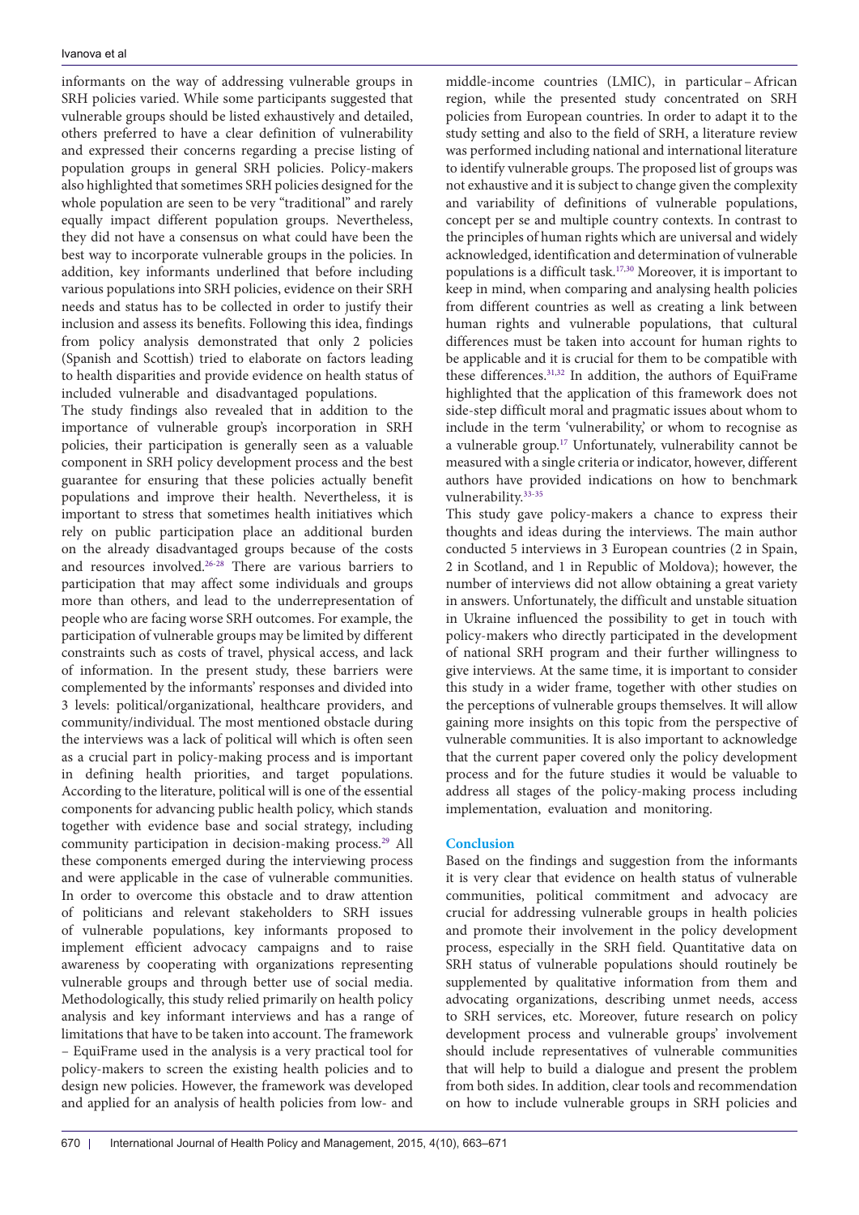informants on the way of addressing vulnerable groups in SRH policies varied. While some participants suggested that vulnerable groups should be listed exhaustively and detailed, others preferred to have a clear definition of vulnerability and expressed their concerns regarding a precise listing of population groups in general SRH policies. Policy-makers also highlighted that sometimes SRH policies designed for the whole population are seen to be very "traditional" and rarely equally impact different population groups. Nevertheless, they did not have a consensus on what could have been the best way to incorporate vulnerable groups in the policies. In addition, key informants underlined that before including various populations into SRH policies, evidence on their SRH needs and status has to be collected in order to justify their inclusion and assess its benefits. Following this idea, findings from policy analysis demonstrated that only 2 policies (Spanish and Scottish) tried to elaborate on factors leading to health disparities and provide evidence on health status of included vulnerable and disadvantaged populations.

The study findings also revealed that in addition to the importance of vulnerable group's incorporation in SRH policies, their participation is generally seen as a valuable component in SRH policy development process and the best guarantee for ensuring that these policies actually benefit populations and improve their health. Nevertheless, it is important to stress that sometimes health initiatives which rely on public participation place an additional burden on the already disadvantaged groups because of the costs and resources involved.[26-28] There are various barriers to participation that may affect some individuals and groups more than others, and lead to the underrepresentation of people who are facing worse SRH outcomes. For example, the participation of vulnerable groups may be limited by different constraints such as costs of travel, physical access, and lack of information. In the present study, these barriers were complemented by the informants' responses and divided into 3 levels: political/organizational, healthcare providers, and community/individual. The most mentioned obstacle during the interviews was a lack of political will which is often seen as a crucial part in policy-making process and is important in defining health priorities, and target populations. According to the literature, political will is one of the essential components for advancing public health policy, which stands together with evidence base and social strategy, including community participation in decision-making process.[29] All these components emerged during the interviewing process and were applicable in the case of vulnerable communities. In order to overcome this obstacle and to draw attention of politicians and relevant stakeholders to SRH issues of vulnerable populations, key informants proposed to implement efficient advocacy campaigns and to raise awareness by cooperating with organizations representing vulnerable groups and through better use of social media.

Methodologically, this study relied primarily on health policy analysis and key informant interviews and has a range of limitations that have to be taken into account. The framework – EquiFrame used in the analysis is a very practical tool for policy-makers to screen the existing health policies and to design new policies. However, the framework was developed and applied for an analysis of health policies from low- and middle-income countries (LMIC), in particular – African region, while the presented study concentrated on SRH policies from European countries. In order to adapt it to the study setting and also to the field of SRH, a literature review was performed including national and international literature to identify vulnerable groups. The proposed list of groups was not exhaustive and it is subject to change given the complexity and variability of definitions of vulnerable populations, concept per se and multiple country contexts. In contrast to the principles of human rights which are universal and widely acknowledged, identification and determination of vulnerable populations is a difficult task.[17,30] Moreover, it is important to keep in mind, when comparing and analysing health policies from different countries as well as creating a link between human rights and vulnerable populations, that cultural differences must be taken into account for human rights to be applicable and it is crucial for them to be compatible with these differences.[31,32] In addition, the authors of EquiFrame highlighted that the application of this framework does not side-step difficult moral and pragmatic issues about whom to include in the term 'vulnerability,' or whom to recognise as a vulnerable group.[17] Unfortunately, vulnerability cannot be measured with a single criteria or indicator, however, different authors have provided indications on how to benchmark vulnerability.[33-35]

This study gave policy-makers a chance to express their thoughts and ideas during the interviews. The main author conducted 5 interviews in 3 European countries (2 in Spain, 2 in Scotland, and 1 in Republic of Moldova); however, the number of interviews did not allow obtaining a great variety in answers. Unfortunately, the difficult and unstable situation in Ukraine influenced the possibility to get in touch with policy-makers who directly participated in the development of national SRH program and their further willingness to give interviews. At the same time, it is important to consider this study in a wider frame, together with other studies on the perceptions of vulnerable groups themselves. It will allow gaining more insights on this topic from the perspective of vulnerable communities. It is also important to acknowledge that the current paper covered only the policy development process and for the future studies it would be valuable to address all stages of the policy-making process including implementation, evaluation and monitoring.

## Conclusion

Based on the findings and suggestion from the informants it is very clear that evidence on health status of vulnerable communities, political commitment and advocacy are crucial for addressing vulnerable groups in health policies and promote their involvement in the policy development process, especially in the SRH field. Quantitative data on SRH status of vulnerable populations should routinely be supplemented by qualitative information from them and advocating organizations, describing unmet needs, access to SRH services, etc. Moreover, future research on policy development process and vulnerable groups' involvement should include representatives of vulnerable communities that will help to build a dialogue and present the problem from both sides. In addition, clear tools and recommendation on how to include vulnerable groups in SRH policies and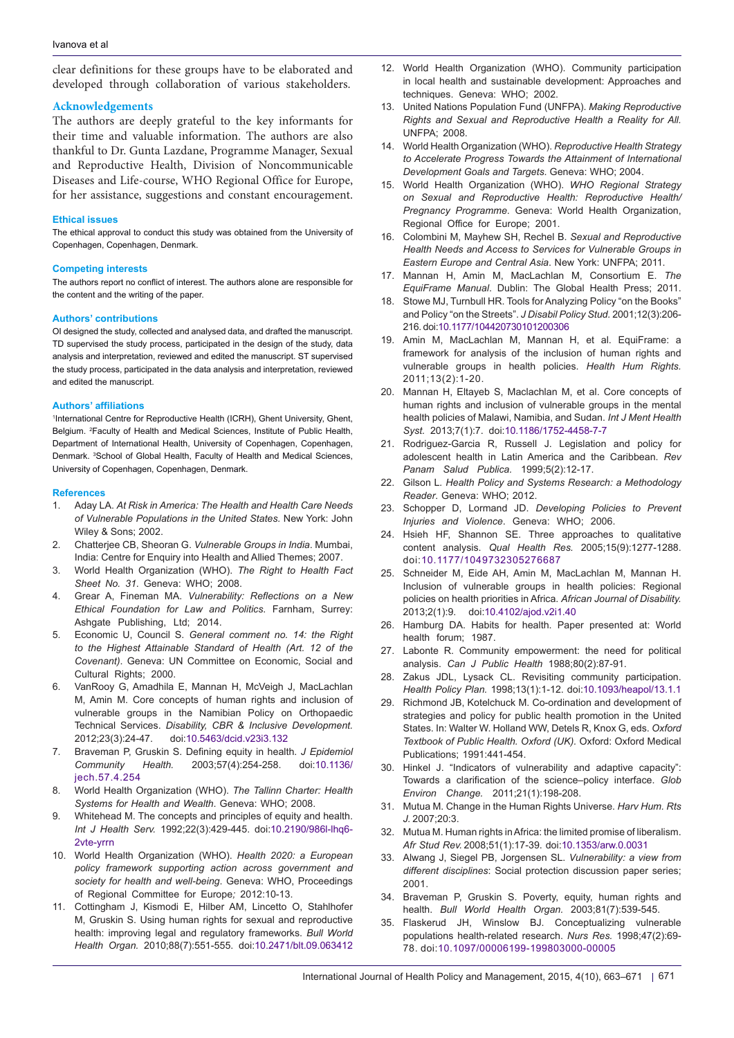clear definitions for these groups have to be elaborated and developed through collaboration of various stakeholders.

## Acknowledgements

The authors are deeply grateful to the key informants for their time and valuable information. The authors are also thankful to Dr. Gunta Lazdane, Programme Manager, Sexual and Reproductive Health, Division of Noncommunicable Diseases and Life-course, WHO Regional Office for Europe, for her assistance, suggestions and constant encouragement.

### Ethical issues

The ethical approval to conduct this study was obtained from the University of Copenhagen, Copenhagen, Denmark.

### Competing interests

The authors report no conflict of interest. The authors alone are responsible for the content and the writing of the paper.

### Authors' contributions

OI designed the study, collected and analysed data, and drafted the manuscript. TD supervised the study process, participated in the design of the study, data analysis and interpretation, reviewed and edited the manuscript. ST supervised the study process, participated in the data analysis and interpretation, reviewed and edited the manuscript.

### Authors' affiliations

[1]International Centre for Reproductive Health (ICRH), Ghent University, Ghent, Belgium. [2]Faculty of Health and Medical Sciences, Institute of Public Health, Department of International Health, University of Copenhagen, Copenhagen, Denmark. [3]School of Global Health, Faculty of Health and Medical Sciences, University of Copenhagen, Copenhagen, Denmark.

### References

1. Aday LA. *At Risk in America: The Health and Health Care Needs of Vulnerable Populations in the United States.* New York: John Wiley & Sons; 2002.
2. Chatterjee CB, Sheoran G. *Vulnerable Groups in India*. Mumbai, India: Centre for Enquiry into Health and Allied Themes; 2007.
3. World Health Organization (WHO). *The Right to Health Fact Sheet No. 31.* Geneva: WHO; 2008.
4. Grear A, Fineman MA. *Vulnerability: Reflections on a New Ethical Foundation for Law and Politics.* Farnham, Surrey: Ashgate Publishing, Ltd; 2014.
5. Economic U, Council S. *General comment no. 14: the Right to the Highest Attainable Standard of Health (Art. 12 of the Covenant).* Geneva: UN Committee on Economic, Social and Cultural Rights; 2000.
6. VanRooy G, Amadhila E, Mannan H, McVeigh J, MacLachlan M, Amin M. Core concepts of human rights and inclusion of vulnerable groups in the Namibian Policy on Orthopaedic Technical Services. *Disability, CBR & Inclusive Development.* 2012;23(3):24-47. doi:10.5463/dcid.v23i3.132
7. Braveman P, Gruskin S. Defining equity in health. *J Epidemiol Community Health.* 2003;57(4):254-258. doi:10.1136/jech.57.4.254
8. World Health Organization (WHO). *The Tallinn Charter: Health Systems for Health and Wealth.* Geneva: WHO; 2008.
9. Whitehead M. The concepts and principles of equity and health. *Int J Health Serv.* 1992;22(3):429-445. doi:10.2190/986l-lhq6-2vte-yrrn
10. World Health Organization (WHO). *Health 2020: a European policy framework supporting action across government and society for health and well-being.* Geneva: WHO, Proceedings of Regional Committee for Europe*;* 2012:10-13.
11. Cottingham J, Kismodi E, Hilber AM, Lincetto O, Stahlhofer M, Gruskin S. Using human rights for sexual and reproductive health: improving legal and regulatory frameworks. *Bull World Health Organ.* 2010;88(7):551-555. doi:10.2471/blt.09.063412
12. World Health Organization (WHO). Community participation in local health and sustainable development: Approaches and techniques. Geneva: WHO; 2002.
13. United Nations Population Fund (UNFPA). *Making Reproductive Rights and Sexual and Reproductive Health a Reality for All.* UNFPA; 2008.
14. World Health Organization (WHO). *Reproductive Health Strategy to Accelerate Progress Towards the Attainment of International Development Goals and Targets.* Geneva: WHO; 2004.
15. World Health Organization (WHO). *WHO Regional Strategy on Sexual and Reproductive Health: Reproductive Health/ Pregnancy Programme.* Geneva: World Health Organization, Regional Office for Europe; 2001.
16. Colombini M, Mayhew SH, Rechel B. *Sexual and Reproductive Health Needs and Access to Services for Vulnerable Groups in Eastern Europe and Central Asia.* New York: UNFPA; 2011.
17. Mannan H, Amin M, MacLachlan M, Consortium E. *The EquiFrame Manual*. Dublin: The Global Health Press; 2011.
18. Stowe MJ, Turnbull HR. Tools for Analyzing Policy "on the Books" and Policy "on the Streets". *J Disabil Policy Stud.* 2001;12(3):206-216. doi:10.1177/104420730101200306
19. Amin M, MacLachlan M, Mannan H, et al. EquiFrame: a framework for analysis of the inclusion of human rights and vulnerable groups in health policies. *Health Hum Rights.* 2011;13(2):1-20.
20. Mannan H, Eltayeb S, Maclachlan M, et al. Core concepts of human rights and inclusion of vulnerable groups in the mental health policies of Malawi, Namibia, and Sudan. *Int J Ment Health Syst.* 2013;7(1):7. doi:10.1186/1752-4458-7-7
21. Rodriguez-Garcia R, Russell J. Legislation and policy for adolescent health in Latin America and the Caribbean. *Rev Panam Salud Publica.* 1999;5(2):12-17.
22. Gilson L. *Health Policy and Systems Research: a Methodology Reader*. Geneva: WHO; 2012.
23. Schopper D, Lormand JD. *Developing Policies to Prevent Injuries and Violence*. Geneva: WHO; 2006.
24. Hsieh HF, Shannon SE. Three approaches to qualitative content analysis. *Qual Health Res.* 2005;15(9):1277-1288. doi:10.1177/1049732305276687
25. Schneider M, Eide AH, Amin M, MacLachlan M, Mannan H. Inclusion of vulnerable groups in health policies: Regional policies on health priorities in Africa. *African Journal of Disability.* 2013;2(1):9. doi:10.4102/ajod.v2i1.40
26. Hamburg DA. Habits for health. Paper presented at: World health forum; 1987.
27. Labonte R. Community empowerment: the need for political analysis. *Can J Public Health* 1988;80(2):87-91.
28. Zakus JDL, Lysack CL. Revisiting community participation. *Health Policy Plan.* 1998;13(1):1-12. doi:10.1093/heapol/13.1.1
29. Richmond JB, Kotelchuck M. Co-ordination and development of strategies and policy for public health promotion in the United States. In: Walter W. Holland WW, Detels R, Knox G, eds. *Oxford Textbook of Public Health. Oxford (UK).* Oxford: Oxford Medical Publications; 1991:441-454.
30. Hinkel J. "Indicators of vulnerability and adaptive capacity": Towards a clarification of the science–policy interface. *Glob Environ Change.* 2011;21(1):198-208.
31. Mutua M. Change in the Human Rights Universe. *Harv Hum. Rts J.* 2007;20:3.
32. Mutua M. Human rights in Africa: the limited promise of liberalism. *Afr Stud Rev.* 2008;51(1):17-39. doi:10.1353/arw.0.0031
33. Alwang J, Siegel PB, Jorgensen SL. *Vulnerability: a view from different disciplines*: Social protection discussion paper series; 2001.
34. Braveman P, Gruskin S. Poverty, equity, human rights and health. *Bull World Health Organ.* 2003;81(7):539-545.
35. Flaskerud JH, Winslow BJ. Conceptualizing vulnerable populations health-related research. *Nurs Res.* 1998;47(2):69-78. doi:10.1097/00006199-199803000-00005